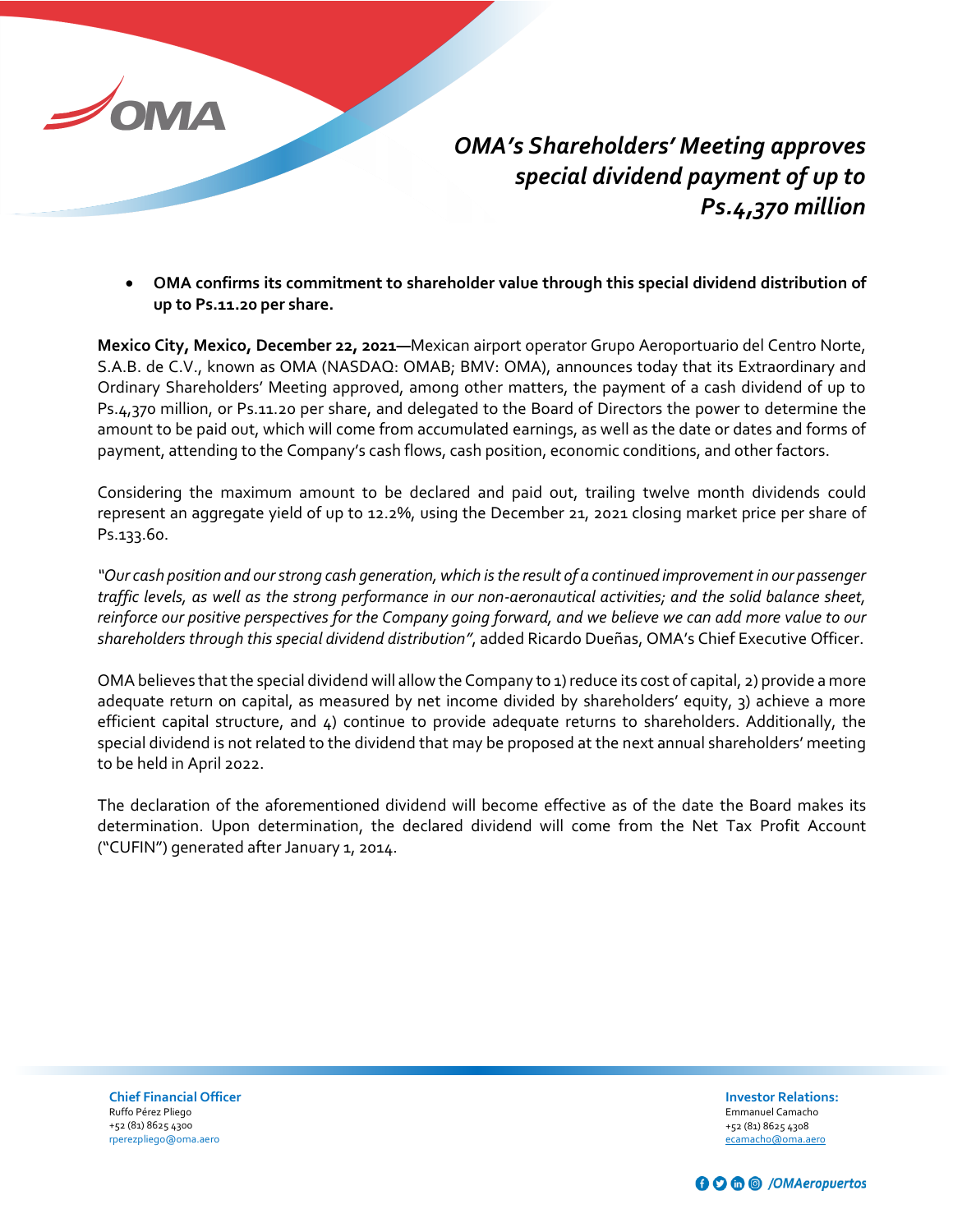# OMA's Shareholders' Meeting approves special dividend payment of up to Ps.4,370 million

- **OMA confirms its commitment to shareholder value through this special dividend distribution of up to Ps.11.20 per share.**

**Mexico City, Mexico, December 22, 2021—**Mexican airport operator Grupo Aeroportuario del Centro Norte, S.A.B. de C.V., known as OMA (NASDAQ: OMAB; BMV: OMA), announces today that its Extraordinary and Ordinary Shareholders' Meeting approved, among other matters, the payment of a cash dividend of up to Ps.4,370 million, or Ps.11.20 per share, and delegated to the Board of Directors the power to determine the amount to be paid out, which will come from accumulated earnings, as well as the date or dates and forms of payment, attending to the Company's cash flows, cash position, economic conditions, and other factors.

Considering the maximum amount to be declared and paid out, trailing twelve month dividends could represent an aggregate yield of up to 12.2%, using the December 21, 2021 closing market price per share of Ps.133.60.

*"Our cash position and our strong cash generation, which is the result of a continued improvement in our passenger traffic levels, as well as the strong performance in our non-aeronautical activities; and the solid balance sheet, reinforce our positive perspectives for the Company going forward, and we believe we can add more value to our shareholders through this special dividend distribution"*, added Ricardo Dueñas, OMA's Chief Executive Officer.

OMA believes that the special dividend will allow the Company to 1) reduce its cost of capital, 2) provide a more adequate return on capital, as measured by net income divided by shareholders' equity, 3) achieve a more efficient capital structure, and 4) continue to provide adequate returns to shareholders. Additionally, the special dividend is not related to the dividend that may be proposed at the next annual shareholders' meeting to be held in April 2022.

The declaration of the aforementioned dividend will become effective as of the date the Board makes its determination. Upon determination, the declared dividend will come from the Net Tax Profit Account ("CUFIN") generated after January 1, 2014.

**Chief Financial Officer**
Ruffo Pérez Pliego
+52 (81) 8625 4300
rperezpliego@oma.aero

**Investor Relations:**
Emmanuel Camacho
+52 (81) 8625 4308
ecamacho@oma.aero

/OMAeropuertos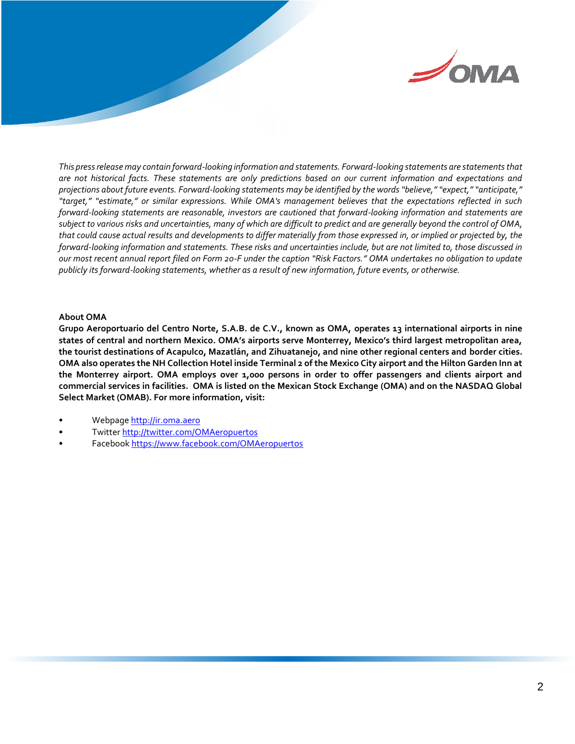*This press release may contain forward-looking information and statements. Forward-looking statements are statements that are not historical facts. These statements are only predictions based on our current information and expectations and projections about future events. Forward-looking statements may be identified by the words "believe," "expect," "anticipate," "target," "estimate," or similar expressions. While OMA's management believes that the expectations reflected in such forward-looking statements are reasonable, investors are cautioned that forward-looking information and statements are subject to various risks and uncertainties, many of which are difficult to predict and are generally beyond the control of OMA, that could cause actual results and developments to differ materially from those expressed in, or implied or projected by, the forward-looking information and statements. These risks and uncertainties include, but are not limited to, those discussed in our most recent annual report filed on Form 20-F under the caption "Risk Factors." OMA undertakes no obligation to update publicly its forward-looking statements, whether as a result of new information, future events, or otherwise.*

**About OMA**

**Grupo Aeroportuario del Centro Norte, S.A.B. de C.V., known as OMA, operates 13 international airports in nine states of central and northern Mexico. OMA's airports serve Monterrey, Mexico's third largest metropolitan area, the tourist destinations of Acapulco, Mazatlán, and Zihuatanejo, and nine other regional centers and border cities. OMA also operates the NH Collection Hotel inside Terminal 2 of the Mexico City airport and the Hilton Garden Inn at the Monterrey airport. OMA employs over 1,000 persons in order to offer passengers and clients airport and commercial services in facilities. OMA is listed on the Mexican Stock Exchange (OMA) and on the NASDAQ Global Select Market (OMAB). For more information, visit:**

- Webpage http://ir.oma.aero
- Twitter http://twitter.com/OMAeropuertos
- Facebook https://www.facebook.com/OMAeropuertos